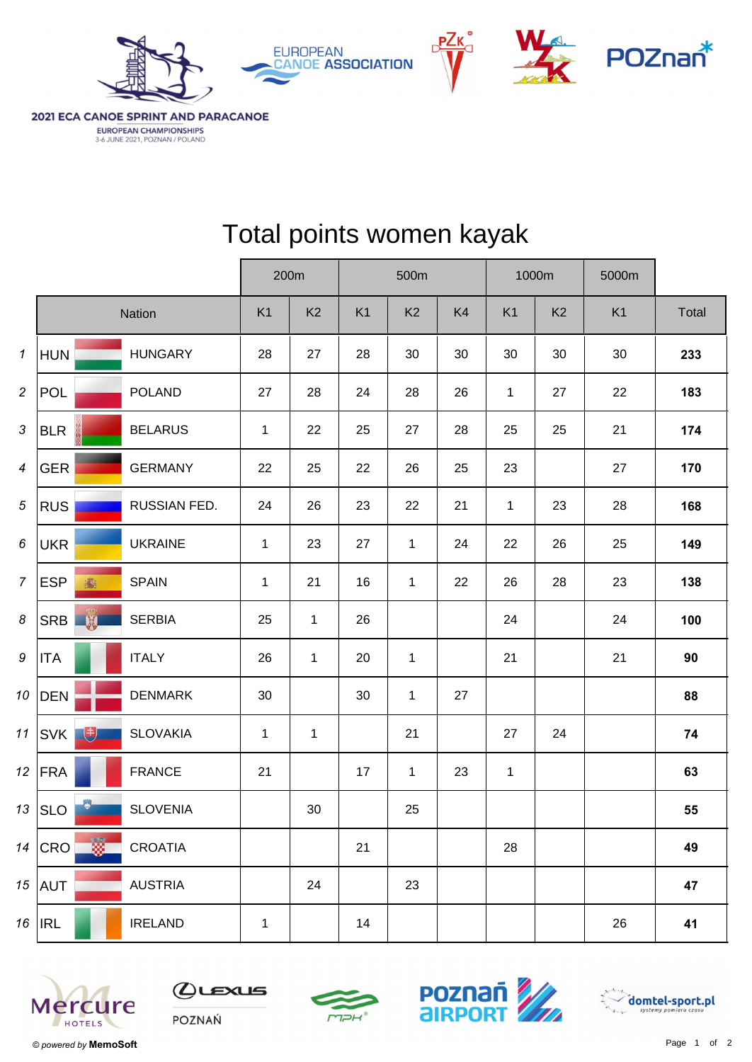2021 ECA CANOE SPRINT AND PARACANOE

EUROPEAN CHAMPIONSHIPS

3-6 JUNE 2021, POZNAN / POLAND

# Total points women kayak

| | Nation | | 200m | | 500m | | | 1000m | | 5000m | |
|---|---|---|---|---|---|---|---|---|---|---|---|
| | | | K1 | K2 | K1 | K2 | K4 | K1 | K2 | K1 | Total |
| 1 | HUN | HUNGARY | 28 | 27 | 28 | 30 | 30 | 30 | 30 | 30 | **233** |
| 2 | POL | POLAND | 27 | 28 | 24 | 28 | 26 | 1 | 27 | 22 | **183** |
| 3 | BLR | BELARUS | 1 | 22 | 25 | 27 | 28 | 25 | 25 | 21 | **174** |
| 4 | GER | GERMANY | 22 | 25 | 22 | 26 | 25 | 23 | | 27 | **170** |
| 5 | RUS | RUSSIAN FED. | 24 | 26 | 23 | 22 | 21 | 1 | 23 | 28 | **168** |
| 6 | UKR | UKRAINE | 1 | 23 | 27 | 1 | 24 | 22 | 26 | 25 | **149** |
| 7 | ESP | SPAIN | 1 | 21 | 16 | 1 | 22 | 26 | 28 | 23 | **138** |
| 8 | SRB | SERBIA | 25 | 1 | 26 | | | 24 | | 24 | **100** |
| 9 | ITA | ITALY | 26 | 1 | 20 | 1 | | 21 | | 21 | **90** |
| 10 | DEN | DENMARK | 30 | | 30 | 1 | 27 | | | | **88** |
| 11 | SVK | SLOVAKIA | 1 | 1 | | 21 | | 27 | 24 | | **74** |
| 12 | FRA | FRANCE | 21 | | 17 | 1 | 23 | 1 | | | **63** |
| 13 | SLO | SLOVENIA | | 30 | | 25 | | | | | **55** |
| 14 | CRO | CROATIA | | | 21 | | | 28 | | | **49** |
| 15 | AUT | AUSTRIA | | 24 | | 23 | | | | | **47** |
| 16 | IRL | IRELAND | 1 | | 14 | | | | | 26 | **41** |

© *powered by* **MemoSoft**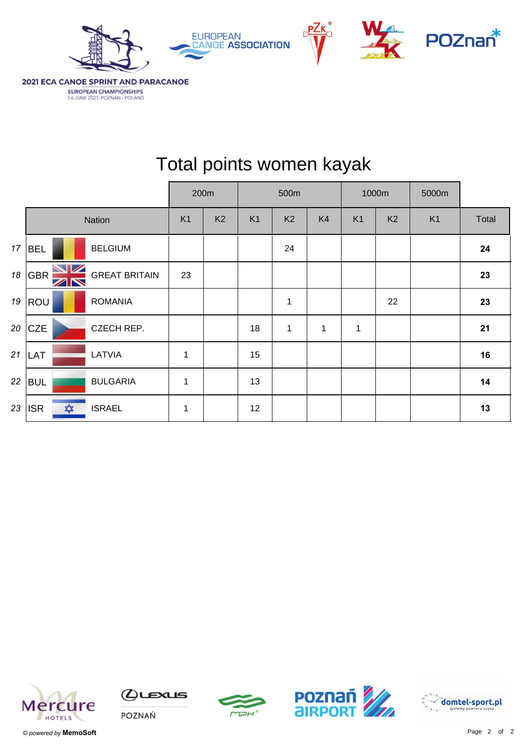2021 ECA CANOE SPRINT AND PARACANOE

EUROPEAN CHAMPIONSHIPS

3-6 JUNE 2021, POZNAN / POLAND

# Total points women kayak

| | | | 200m | | 500m | | | 1000m | | 5000m | |
|---|---|---|---|---|---|---|---|---|---|---|---|
| | Nation | | K1 | K2 | K1 | K2 | K4 | K1 | K2 | K1 | Total |
| 17 | BEL | BELGIUM | | | | 24 | | | | | **24** |
| 18 | GBR | GREAT BRITAIN | 23 | | | | | | | | **23** |
| 19 | ROU | ROMANIA | | | | 1 | | | 22 | | **23** |
| 20 | CZE | CZECH REP. | | | 18 | 1 | 1 | 1 | | | **21** |
| 21 | LAT | LATVIA | 1 | | 15 | | | | | | **16** |
| 22 | BUL | BULGARIA | 1 | | 13 | | | | | | **14** |
| 23 | ISR | ISRAEL | 1 | | 12 | | | | | | **13** |

© *powered by* **MemoSoft**